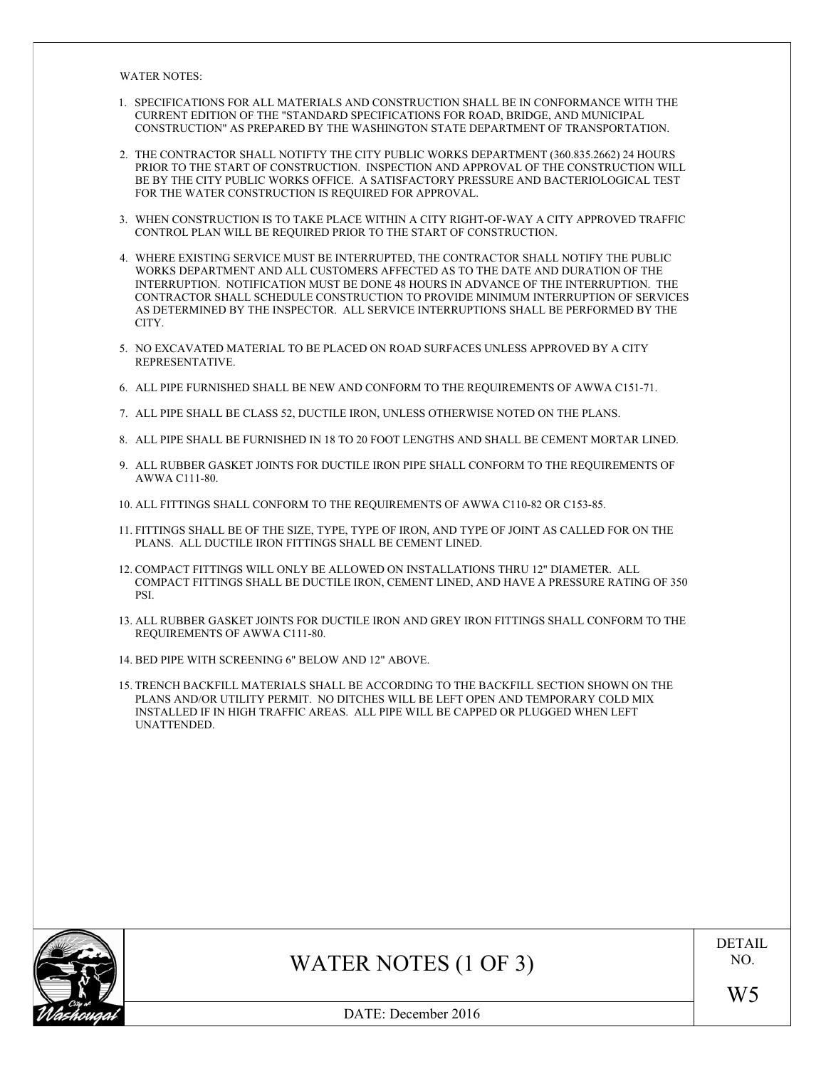WATER NOTES:

1. SPECIFICATIONS FOR ALL MATERIALS AND CONSTRUCTION SHALL BE IN CONFORMANCE WITH THE CURRENT EDITION OF THE "STANDARD SPECIFICATIONS FOR ROAD, BRIDGE, AND MUNICIPAL CONSTRUCTION" AS PREPARED BY THE WASHINGTON STATE DEPARTMENT OF TRANSPORTATION.

2. THE CONTRACTOR SHALL NOTIFTY THE CITY PUBLIC WORKS DEPARTMENT (360.835.2662) 24 HOURS PRIOR TO THE START OF CONSTRUCTION. INSPECTION AND APPROVAL OF THE CONSTRUCTION WILL BE BY THE CITY PUBLIC WORKS OFFICE. A SATISFACTORY PRESSURE AND BACTERIOLOGICAL TEST FOR THE WATER CONSTRUCTION IS REQUIRED FOR APPROVAL.

3. WHEN CONSTRUCTION IS TO TAKE PLACE WITHIN A CITY RIGHT-OF-WAY A CITY APPROVED TRAFFIC CONTROL PLAN WILL BE REQUIRED PRIOR TO THE START OF CONSTRUCTION.

4. WHERE EXISTING SERVICE MUST BE INTERRUPTED, THE CONTRACTOR SHALL NOTIFY THE PUBLIC WORKS DEPARTMENT AND ALL CUSTOMERS AFFECTED AS TO THE DATE AND DURATION OF THE INTERRUPTION. NOTIFICATION MUST BE DONE 48 HOURS IN ADVANCE OF THE INTERRUPTION. THE CONTRACTOR SHALL SCHEDULE CONSTRUCTION TO PROVIDE MINIMUM INTERRUPTION OF SERVICES AS DETERMINED BY THE INSPECTOR. ALL SERVICE INTERRUPTIONS SHALL BE PERFORMED BY THE CITY.

5. NO EXCAVATED MATERIAL TO BE PLACED ON ROAD SURFACES UNLESS APPROVED BY A CITY REPRESENTATIVE.

6. ALL PIPE FURNISHED SHALL BE NEW AND CONFORM TO THE REQUIREMENTS OF AWWA C151-71.

7. ALL PIPE SHALL BE CLASS 52, DUCTILE IRON, UNLESS OTHERWISE NOTED ON THE PLANS.

8. ALL PIPE SHALL BE FURNISHED IN 18 TO 20 FOOT LENGTHS AND SHALL BE CEMENT MORTAR LINED.

9. ALL RUBBER GASKET JOINTS FOR DUCTILE IRON PIPE SHALL CONFORM TO THE REQUIREMENTS OF AWWA C111-80.

10. ALL FITTINGS SHALL CONFORM TO THE REQUIREMENTS OF AWWA C110-82 OR C153-85.

11. FITTINGS SHALL BE OF THE SIZE, TYPE, TYPE OF IRON, AND TYPE OF JOINT AS CALLED FOR ON THE PLANS. ALL DUCTILE IRON FITTINGS SHALL BE CEMENT LINED.

12. COMPACT FITTINGS WILL ONLY BE ALLOWED ON INSTALLATIONS THRU 12" DIAMETER. ALL COMPACT FITTINGS SHALL BE DUCTILE IRON, CEMENT LINED, AND HAVE A PRESSURE RATING OF 350 PSI.

13. ALL RUBBER GASKET JOINTS FOR DUCTILE IRON AND GREY IRON FITTINGS SHALL CONFORM TO THE REQUIREMENTS OF AWWA C111-80.

14. BED PIPE WITH SCREENING 6" BELOW AND 12" ABOVE.

15. TRENCH BACKFILL MATERIALS SHALL BE ACCORDING TO THE BACKFILL SECTION SHOWN ON THE PLANS AND/OR UTILITY PERMIT. NO DITCHES WILL BE LEFT OPEN AND TEMPORARY COLD MIX INSTALLED IF IN HIGH TRAFFIC AREAS. ALL PIPE WILL BE CAPPED OR PLUGGED WHEN LEFT UNATTENDED.

| City of Washougal | WATER NOTES (1 OF 3) | DETAIL NO. W5 |
|---|---|---|
| | DATE: December 2016 | |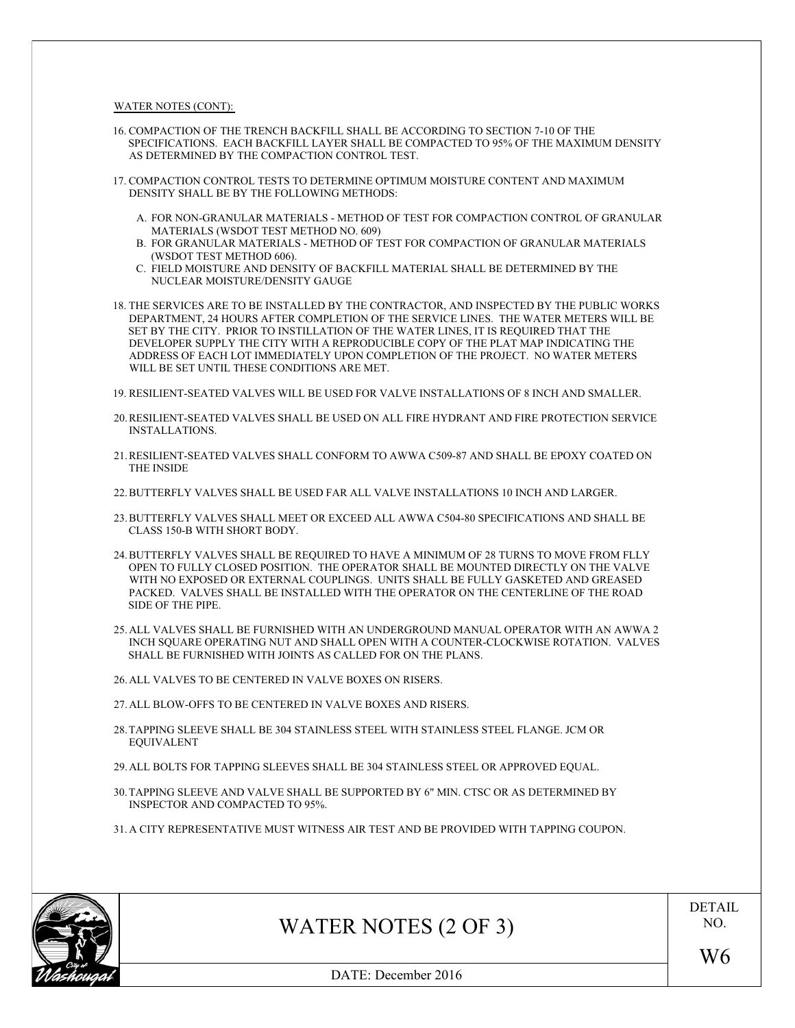WATER NOTES (CONT):

16. COMPACTION OF THE TRENCH BACKFILL SHALL BE ACCORDING TO SECTION 7-10 OF THE SPECIFICATIONS. EACH BACKFILL LAYER SHALL BE COMPACTED TO 95% OF THE MAXIMUM DENSITY AS DETERMINED BY THE COMPACTION CONTROL TEST.

17. COMPACTION CONTROL TESTS TO DETERMINE OPTIMUM MOISTURE CONTENT AND MAXIMUM DENSITY SHALL BE BY THE FOLLOWING METHODS:

    A. FOR NON-GRANULAR MATERIALS - METHOD OF TEST FOR COMPACTION CONTROL OF GRANULAR MATERIALS (WSDOT TEST METHOD NO. 609)
    B. FOR GRANULAR MATERIALS - METHOD OF TEST FOR COMPACTION OF GRANULAR MATERIALS (WSDOT TEST METHOD 606).
    C. FIELD MOISTURE AND DENSITY OF BACKFILL MATERIAL SHALL BE DETERMINED BY THE NUCLEAR MOISTURE/DENSITY GAUGE

18. THE SERVICES ARE TO BE INSTALLED BY THE CONTRACTOR, AND INSPECTED BY THE PUBLIC WORKS DEPARTMENT, 24 HOURS AFTER COMPLETION OF THE SERVICE LINES. THE WATER METERS WILL BE SET BY THE CITY. PRIOR TO INSTILLATION OF THE WATER LINES, IT IS REQUIRED THAT THE DEVELOPER SUPPLY THE CITY WITH A REPRODUCIBLE COPY OF THE PLAT MAP INDICATING THE ADDRESS OF EACH LOT IMMEDIATELY UPON COMPLETION OF THE PROJECT. NO WATER METERS WILL BE SET UNTIL THESE CONDITIONS ARE MET.

19. RESILIENT-SEATED VALVES WILL BE USED FOR VALVE INSTALLATIONS OF 8 INCH AND SMALLER.

20. RESILIENT-SEATED VALVES SHALL BE USED ON ALL FIRE HYDRANT AND FIRE PROTECTION SERVICE INSTALLATIONS.

21. RESILIENT-SEATED VALVES SHALL CONFORM TO AWWA C509-87 AND SHALL BE EPOXY COATED ON THE INSIDE

22. BUTTERFLY VALVES SHALL BE USED FAR ALL VALVE INSTALLATIONS 10 INCH AND LARGER.

23. BUTTERFLY VALVES SHALL MEET OR EXCEED ALL AWWA C504-80 SPECIFICATIONS AND SHALL BE CLASS 150-B WITH SHORT BODY.

24. BUTTERFLY VALVES SHALL BE REQUIRED TO HAVE A MINIMUM OF 28 TURNS TO MOVE FROM FLLY OPEN TO FULLY CLOSED POSITION. THE OPERATOR SHALL BE MOUNTED DIRECTLY ON THE VALVE WITH NO EXPOSED OR EXTERNAL COUPLINGS. UNITS SHALL BE FULLY GASKETED AND GREASED PACKED. VALVES SHALL BE INSTALLED WITH THE OPERATOR ON THE CENTERLINE OF THE ROAD SIDE OF THE PIPE.

25. ALL VALVES SHALL BE FURNISHED WITH AN UNDERGROUND MANUAL OPERATOR WITH AN AWWA 2 INCH SQUARE OPERATING NUT AND SHALL OPEN WITH A COUNTER-CLOCKWISE ROTATION. VALVES SHALL BE FURNISHED WITH JOINTS AS CALLED FOR ON THE PLANS.

26. ALL VALVES TO BE CENTERED IN VALVE BOXES ON RISERS.

27. ALL BLOW-OFFS TO BE CENTERED IN VALVE BOXES AND RISERS.

28. TAPPING SLEEVE SHALL BE 304 STAINLESS STEEL WITH STAINLESS STEEL FLANGE. JCM OR EQUIVALENT

29. ALL BOLTS FOR TAPPING SLEEVES SHALL BE 304 STAINLESS STEEL OR APPROVED EQUAL.

30. TAPPING SLEEVE AND VALVE SHALL BE SUPPORTED BY 6" MIN. CTSC OR AS DETERMINED BY INSPECTOR AND COMPACTED TO 95%.

31. A CITY REPRESENTATIVE MUST WITNESS AIR TEST AND BE PROVIDED WITH TAPPING COUPON.

# WATER NOTES (2 OF 3)

DETAIL NO. W6

DATE: December 2016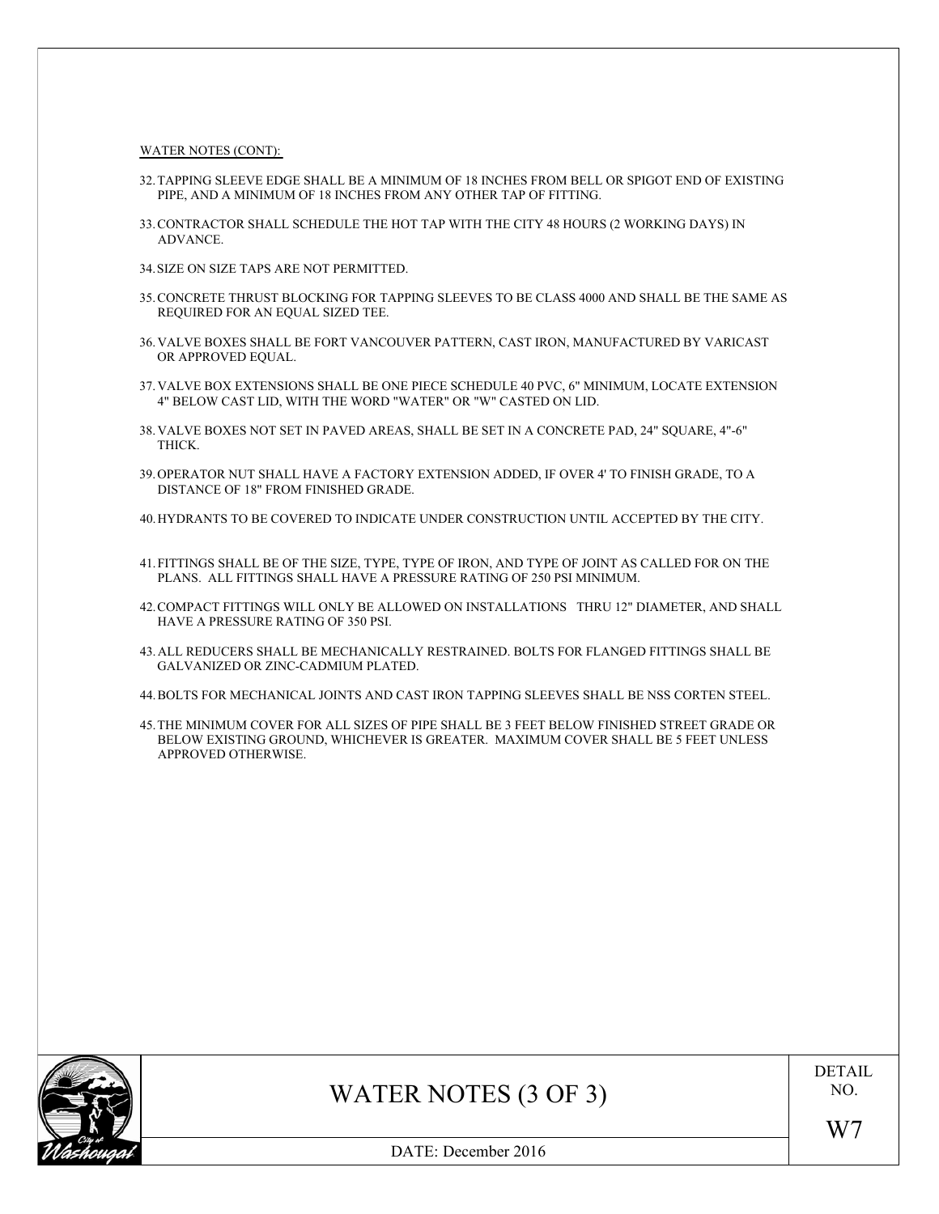WATER NOTES (CONT):

32. TAPPING SLEEVE EDGE SHALL BE A MINIMUM OF 18 INCHES FROM BELL OR SPIGOT END OF EXISTING PIPE, AND A MINIMUM OF 18 INCHES FROM ANY OTHER TAP OF FITTING.

33. CONTRACTOR SHALL SCHEDULE THE HOT TAP WITH THE CITY 48 HOURS (2 WORKING DAYS) IN ADVANCE.

34. SIZE ON SIZE TAPS ARE NOT PERMITTED.

35. CONCRETE THRUST BLOCKING FOR TAPPING SLEEVES TO BE CLASS 4000 AND SHALL BE THE SAME AS REQUIRED FOR AN EQUAL SIZED TEE.

36. VALVE BOXES SHALL BE FORT VANCOUVER PATTERN, CAST IRON, MANUFACTURED BY VARICAST OR APPROVED EQUAL.

37. VALVE BOX EXTENSIONS SHALL BE ONE PIECE SCHEDULE 40 PVC, 6" MINIMUM, LOCATE EXTENSION 4" BELOW CAST LID, WITH THE WORD "WATER" OR "W" CASTED ON LID.

38. VALVE BOXES NOT SET IN PAVED AREAS, SHALL BE SET IN A CONCRETE PAD, 24" SQUARE, 4"-6" THICK.

39. OPERATOR NUT SHALL HAVE A FACTORY EXTENSION ADDED, IF OVER 4' TO FINISH GRADE, TO A DISTANCE OF 18" FROM FINISHED GRADE.

40. HYDRANTS TO BE COVERED TO INDICATE UNDER CONSTRUCTION UNTIL ACCEPTED BY THE CITY.

41. FITTINGS SHALL BE OF THE SIZE, TYPE, TYPE OF IRON, AND TYPE OF JOINT AS CALLED FOR ON THE PLANS. ALL FITTINGS SHALL HAVE A PRESSURE RATING OF 250 PSI MINIMUM.

42. COMPACT FITTINGS WILL ONLY BE ALLOWED ON INSTALLATIONS THRU 12" DIAMETER, AND SHALL HAVE A PRESSURE RATING OF 350 PSI.

43. ALL REDUCERS SHALL BE MECHANICALLY RESTRAINED. BOLTS FOR FLANGED FITTINGS SHALL BE GALVANIZED OR ZINC-CADMIUM PLATED.

44. BOLTS FOR MECHANICAL JOINTS AND CAST IRON TAPPING SLEEVES SHALL BE NSS CORTEN STEEL.

45. THE MINIMUM COVER FOR ALL SIZES OF PIPE SHALL BE 3 FEET BELOW FINISHED STREET GRADE OR BELOW EXISTING GROUND, WHICHEVER IS GREATER. MAXIMUM COVER SHALL BE 5 FEET UNLESS APPROVED OTHERWISE.

# WATER NOTES (3 OF 3)

DATE: December 2016

DETAIL NO.

W7